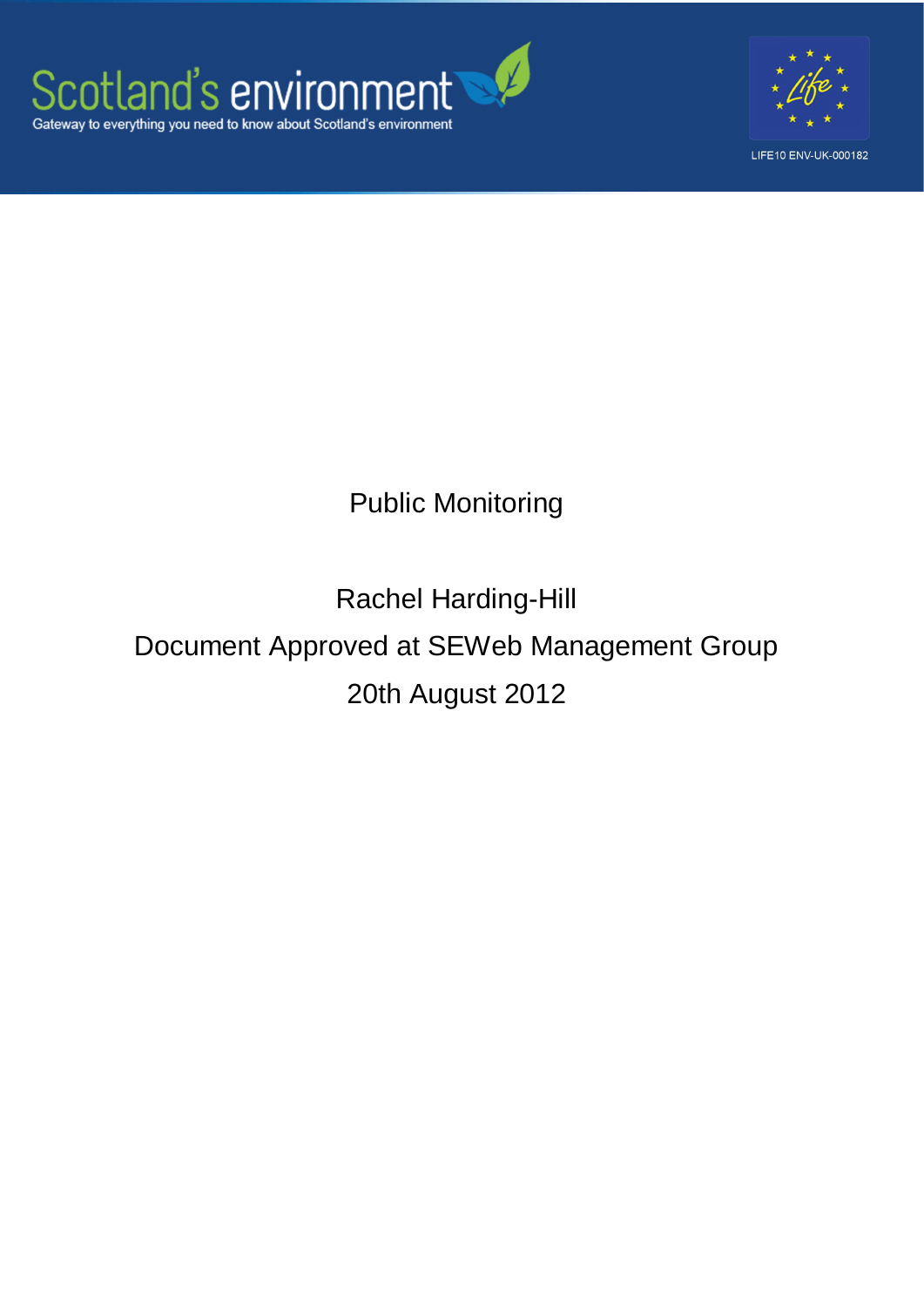Scotland's environment

Gateway to everything you need to know about Scotland's environment

LIFE10 ENV-UK-000182

# Public Monitoring

Rachel Harding-Hill

Document Approved at SEWeb Management Group

20th August 2012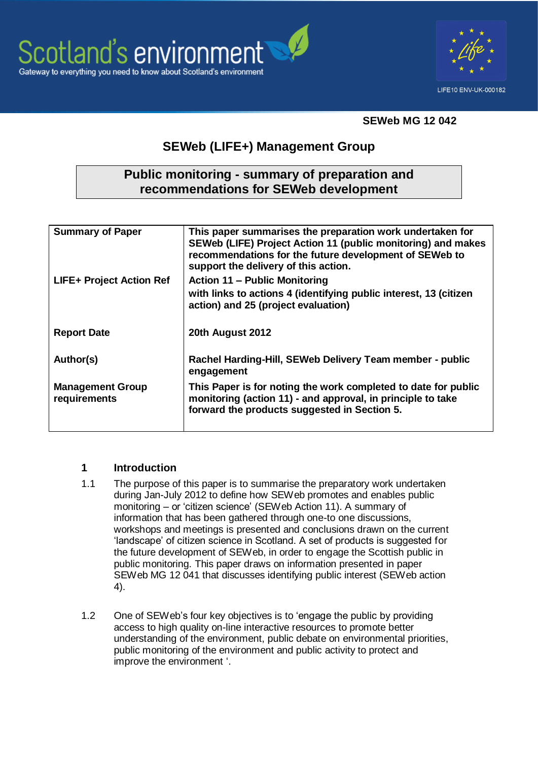**SEWeb MG 12 042**

# SEWeb (LIFE+) Management Group

## Public monitoring - summary of preparation and recommendations for SEWeb development

| | |
|---|---|
| **Summary of Paper** | **This paper summarises the preparation work undertaken for SEWeb (LIFE) Project Action 11 (public monitoring) and makes recommendations for the future development of SEWeb to support the delivery of this action.** |
| **LIFE+ Project Action Ref** | **Action 11 – Public Monitoring**<br>**with links to actions 4 (identifying public interest, 13 (citizen action) and 25 (project evaluation)** |
| **Report Date** | **20th August 2012** |
| **Author(s)** | **Rachel Harding-Hill, SEWeb Delivery Team member - public engagement** |
| **Management Group requirements** | **This Paper is for noting the work completed to date for public monitoring (action 11) - and approval, in principle to take forward the products suggested in Section 5.** |

## 1 Introduction

1.1 The purpose of this paper is to summarise the preparatory work undertaken during Jan-July 2012 to define how SEWeb promotes and enables public monitoring – or 'citizen science' (SEWeb Action 11). A summary of information that has been gathered through one-to one discussions, workshops and meetings is presented and conclusions drawn on the current 'landscape' of citizen science in Scotland. A set of products is suggested for the future development of SEWeb, in order to engage the Scottish public in public monitoring. This paper draws on information presented in paper SEWeb MG 12 041 that discusses identifying public interest (SEWeb action 4).

1.2 One of SEWeb's four key objectives is to 'engage the public by providing access to high quality on-line interactive resources to promote better understanding of the environment, public debate on environmental priorities, public monitoring of the environment and public activity to protect and improve the environment '.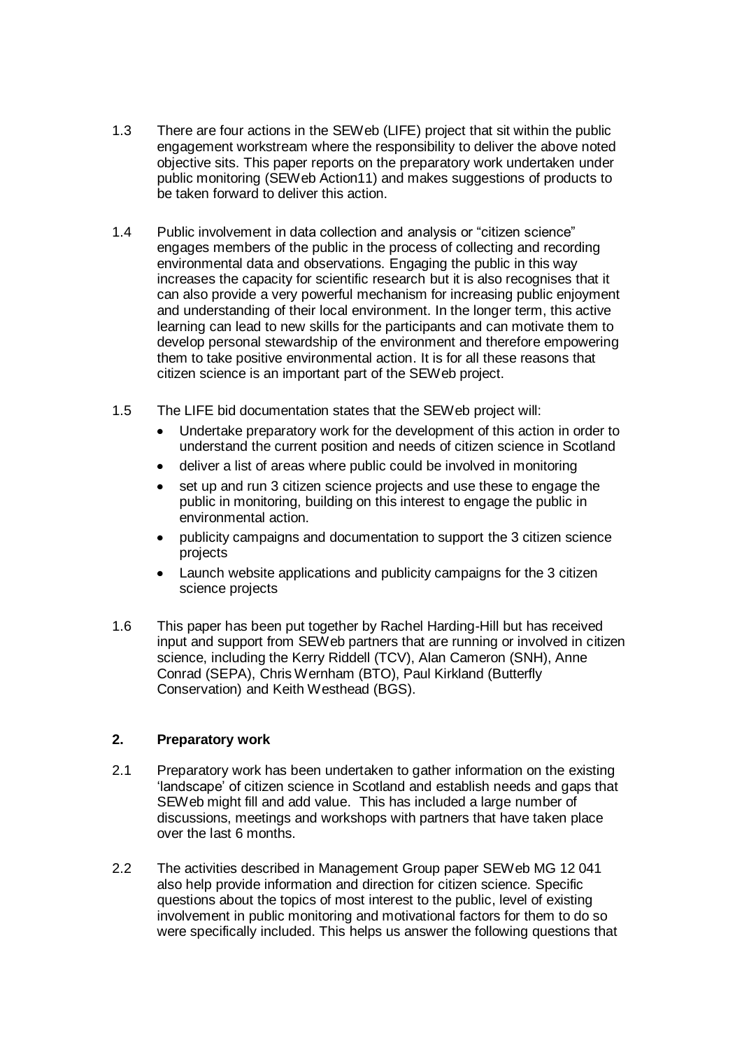1.3 There are four actions in the SEWeb (LIFE) project that sit within the public engagement workstream where the responsibility to deliver the above noted objective sits. This paper reports on the preparatory work undertaken under public monitoring (SEWeb Action11) and makes suggestions of products to be taken forward to deliver this action.

1.4 Public involvement in data collection and analysis or "citizen science" engages members of the public in the process of collecting and recording environmental data and observations. Engaging the public in this way increases the capacity for scientific research but it is also recognises that it can also provide a very powerful mechanism for increasing public enjoyment and understanding of their local environment. In the longer term, this active learning can lead to new skills for the participants and can motivate them to develop personal stewardship of the environment and therefore empowering them to take positive environmental action. It is for all these reasons that citizen science is an important part of the SEWeb project.

1.5 The LIFE bid documentation states that the SEWeb project will:

- Undertake preparatory work for the development of this action in order to understand the current position and needs of citizen science in Scotland
- deliver a list of areas where public could be involved in monitoring
- set up and run 3 citizen science projects and use these to engage the public in monitoring, building on this interest to engage the public in environmental action.
- publicity campaigns and documentation to support the 3 citizen science projects
- Launch website applications and publicity campaigns for the 3 citizen science projects

1.6 This paper has been put together by Rachel Harding-Hill but has received input and support from SEWeb partners that are running or involved in citizen science, including the Kerry Riddell (TCV), Alan Cameron (SNH), Anne Conrad (SEPA), Chris Wernham (BTO), Paul Kirkland (Butterfly Conservation) and Keith Westhead (BGS).

## 2. Preparatory work

2.1 Preparatory work has been undertaken to gather information on the existing 'landscape' of citizen science in Scotland and establish needs and gaps that SEWeb might fill and add value. This has included a large number of discussions, meetings and workshops with partners that have taken place over the last 6 months.

2.2 The activities described in Management Group paper SEWeb MG 12 041 also help provide information and direction for citizen science. Specific questions about the topics of most interest to the public, level of existing involvement in public monitoring and motivational factors for them to do so were specifically included. This helps us answer the following questions that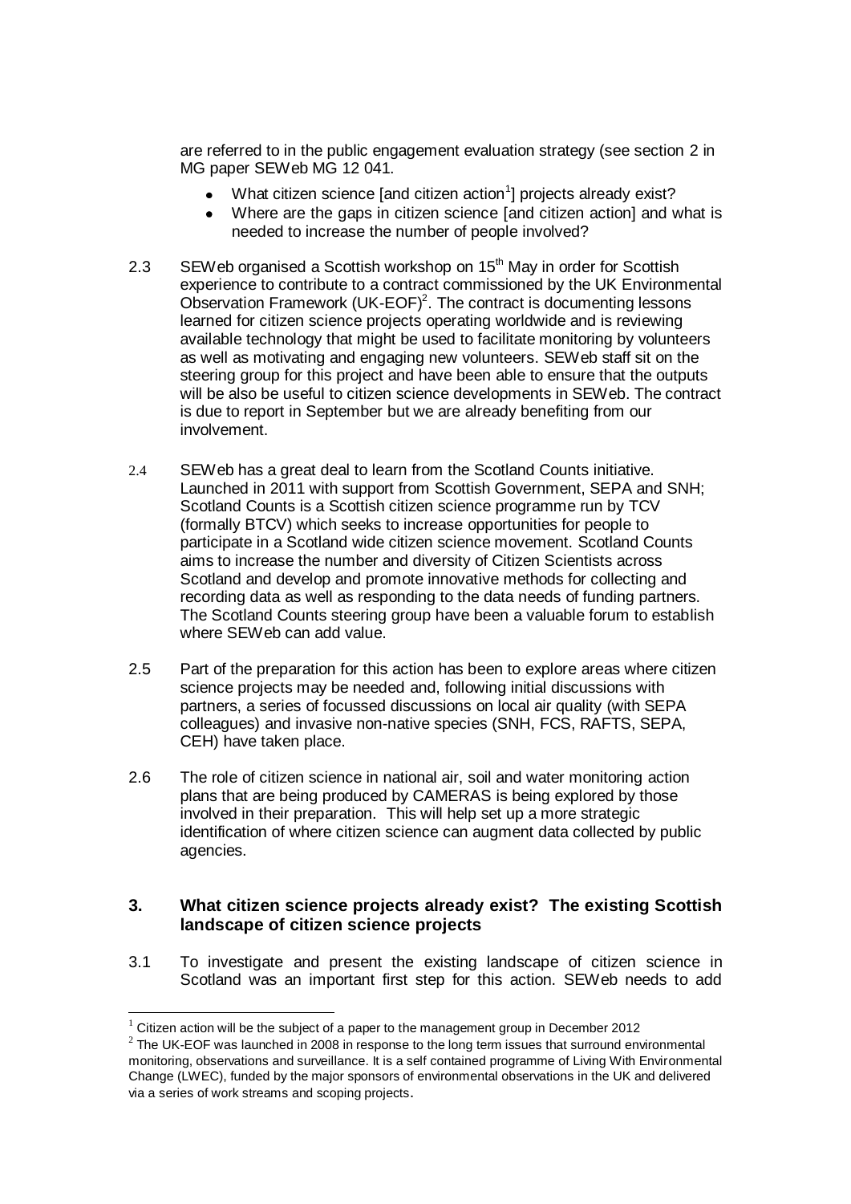are referred to in the public engagement evaluation strategy (see section 2 in MG paper SEWeb MG 12 041.

- What citizen science [and citizen action[1]] projects already exist?
- Where are the gaps in citizen science [and citizen action] and what is needed to increase the number of people involved?

2.3 SEWeb organised a Scottish workshop on 15th May in order for Scottish experience to contribute to a contract commissioned by the UK Environmental Observation Framework (UK-EOF)[2]. The contract is documenting lessons learned for citizen science projects operating worldwide and is reviewing available technology that might be used to facilitate monitoring by volunteers as well as motivating and engaging new volunteers. SEWeb staff sit on the steering group for this project and have been able to ensure that the outputs will be also be useful to citizen science developments in SEWeb. The contract is due to report in September but we are already benefiting from our involvement.

2.4 SEWeb has a great deal to learn from the Scotland Counts initiative. Launched in 2011 with support from Scottish Government, SEPA and SNH; Scotland Counts is a Scottish citizen science programme run by TCV (formally BTCV) which seeks to increase opportunities for people to participate in a Scotland wide citizen science movement. Scotland Counts aims to increase the number and diversity of Citizen Scientists across Scotland and develop and promote innovative methods for collecting and recording data as well as responding to the data needs of funding partners. The Scotland Counts steering group have been a valuable forum to establish where SEWeb can add value.

2.5 Part of the preparation for this action has been to explore areas where citizen science projects may be needed and, following initial discussions with partners, a series of focussed discussions on local air quality (with SEPA colleagues) and invasive non-native species (SNH, FCS, RAFTS, SEPA, CEH) have taken place.

2.6 The role of citizen science in national air, soil and water monitoring action plans that are being produced by CAMERAS is being explored by those involved in their preparation. This will help set up a more strategic identification of where citizen science can augment data collected by public agencies.

## 3. What citizen science projects already exist? The existing Scottish landscape of citizen science projects

3.1 To investigate and present the existing landscape of citizen science in Scotland was an important first step for this action. SEWeb needs to add

[1] Citizen action will be the subject of a paper to the management group in December 2012

[2] The UK-EOF was launched in 2008 in response to the long term issues that surround environmental monitoring, observations and surveillance. It is a self contained programme of Living With Environmental Change (LWEC), funded by the major sponsors of environmental observations in the UK and delivered via a series of work streams and scoping projects.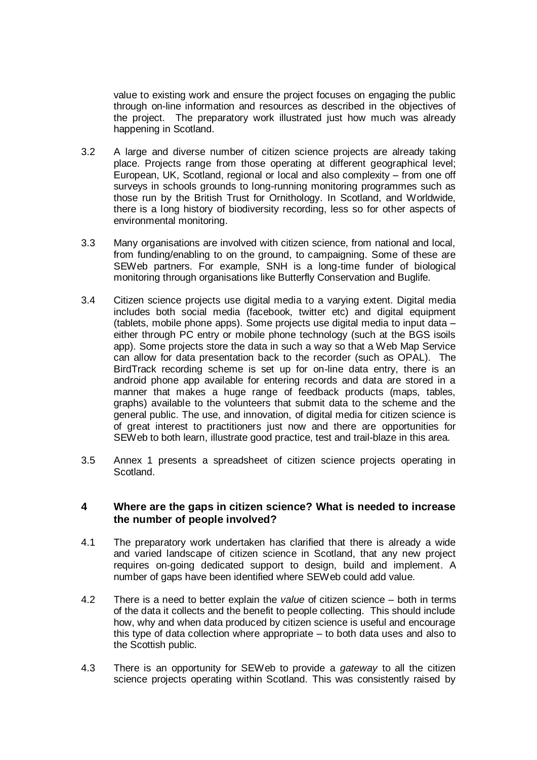value to existing work and ensure the project focuses on engaging the public through on-line information and resources as described in the objectives of the project. The preparatory work illustrated just how much was already happening in Scotland.

3.2 A large and diverse number of citizen science projects are already taking place. Projects range from those operating at different geographical level; European, UK, Scotland, regional or local and also complexity – from one off surveys in schools grounds to long-running monitoring programmes such as those run by the British Trust for Ornithology. In Scotland, and Worldwide, there is a long history of biodiversity recording, less so for other aspects of environmental monitoring.

3.3 Many organisations are involved with citizen science, from national and local, from funding/enabling to on the ground, to campaigning. Some of these are SEWeb partners. For example, SNH is a long-time funder of biological monitoring through organisations like Butterfly Conservation and Buglife.

3.4 Citizen science projects use digital media to a varying extent. Digital media includes both social media (facebook, twitter etc) and digital equipment (tablets, mobile phone apps). Some projects use digital media to input data – either through PC entry or mobile phone technology (such at the BGS isoils app). Some projects store the data in such a way so that a Web Map Service can allow for data presentation back to the recorder (such as OPAL). The BirdTrack recording scheme is set up for on-line data entry, there is an android phone app available for entering records and data are stored in a manner that makes a huge range of feedback products (maps, tables, graphs) available to the volunteers that submit data to the scheme and the general public. The use, and innovation, of digital media for citizen science is of great interest to practitioners just now and there are opportunities for SEWeb to both learn, illustrate good practice, test and trail-blaze in this area.

3.5 Annex 1 presents a spreadsheet of citizen science projects operating in Scotland.

## 4 Where are the gaps in citizen science? What is needed to increase the number of people involved?

4.1 The preparatory work undertaken has clarified that there is already a wide and varied landscape of citizen science in Scotland, that any new project requires on-going dedicated support to design, build and implement. A number of gaps have been identified where SEWeb could add value.

4.2 There is a need to better explain the *value* of citizen science – both in terms of the data it collects and the benefit to people collecting. This should include how, why and when data produced by citizen science is useful and encourage this type of data collection where appropriate – to both data uses and also to the Scottish public.

4.3 There is an opportunity for SEWeb to provide a *gateway* to all the citizen science projects operating within Scotland. This was consistently raised by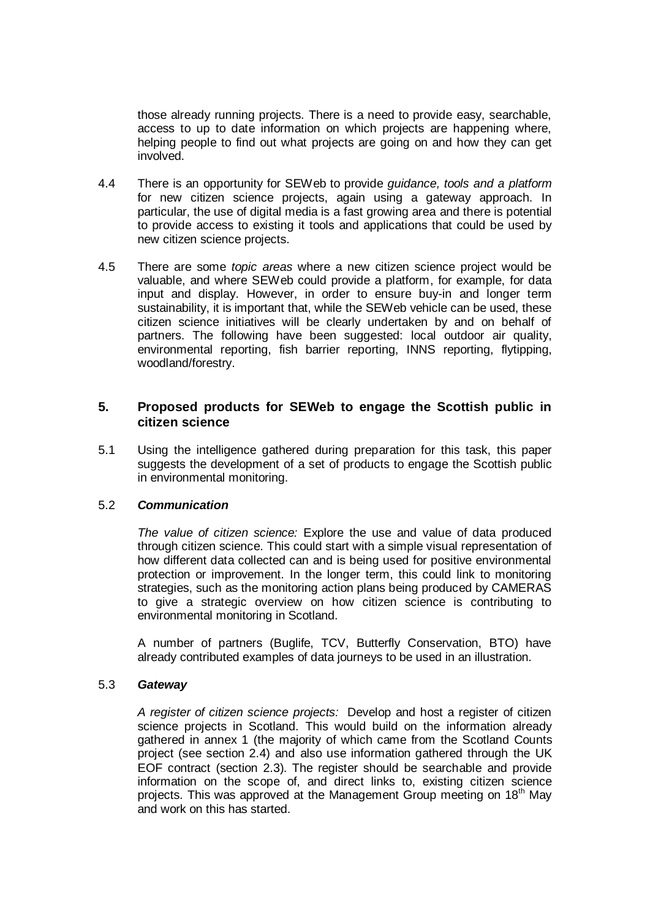those already running projects. There is a need to provide easy, searchable, access to up to date information on which projects are happening where, helping people to find out what projects are going on and how they can get involved.

4.4 There is an opportunity for SEWeb to provide *guidance, tools and a platform* for new citizen science projects, again using a gateway approach. In particular, the use of digital media is a fast growing area and there is potential to provide access to existing it tools and applications that could be used by new citizen science projects.

4.5 There are some *topic areas* where a new citizen science project would be valuable, and where SEWeb could provide a platform, for example, for data input and display. However, in order to ensure buy-in and longer term sustainability, it is important that, while the SEWeb vehicle can be used, these citizen science initiatives will be clearly undertaken by and on behalf of partners. The following have been suggested: local outdoor air quality, environmental reporting, fish barrier reporting, INNS reporting, flytipping, woodland/forestry.

## 5. Proposed products for SEWeb to engage the Scottish public in citizen science

5.1 Using the intelligence gathered during preparation for this task, this paper suggests the development of a set of products to engage the Scottish public in environmental monitoring.

5.2 ***Communication***

*The value of citizen science:* Explore the use and value of data produced through citizen science. This could start with a simple visual representation of how different data collected can and is being used for positive environmental protection or improvement. In the longer term, this could link to monitoring strategies, such as the monitoring action plans being produced by CAMERAS to give a strategic overview on how citizen science is contributing to environmental monitoring in Scotland.

A number of partners (Buglife, TCV, Butterfly Conservation, BTO) have already contributed examples of data journeys to be used in an illustration.

5.3 ***Gateway***

*A register of citizen science projects:* Develop and host a register of citizen science projects in Scotland. This would build on the information already gathered in annex 1 (the majority of which came from the Scotland Counts project (see section 2.4) and also use information gathered through the UK EOF contract (section 2.3). The register should be searchable and provide information on the scope of, and direct links to, existing citizen science projects. This was approved at the Management Group meeting on 18th May and work on this has started.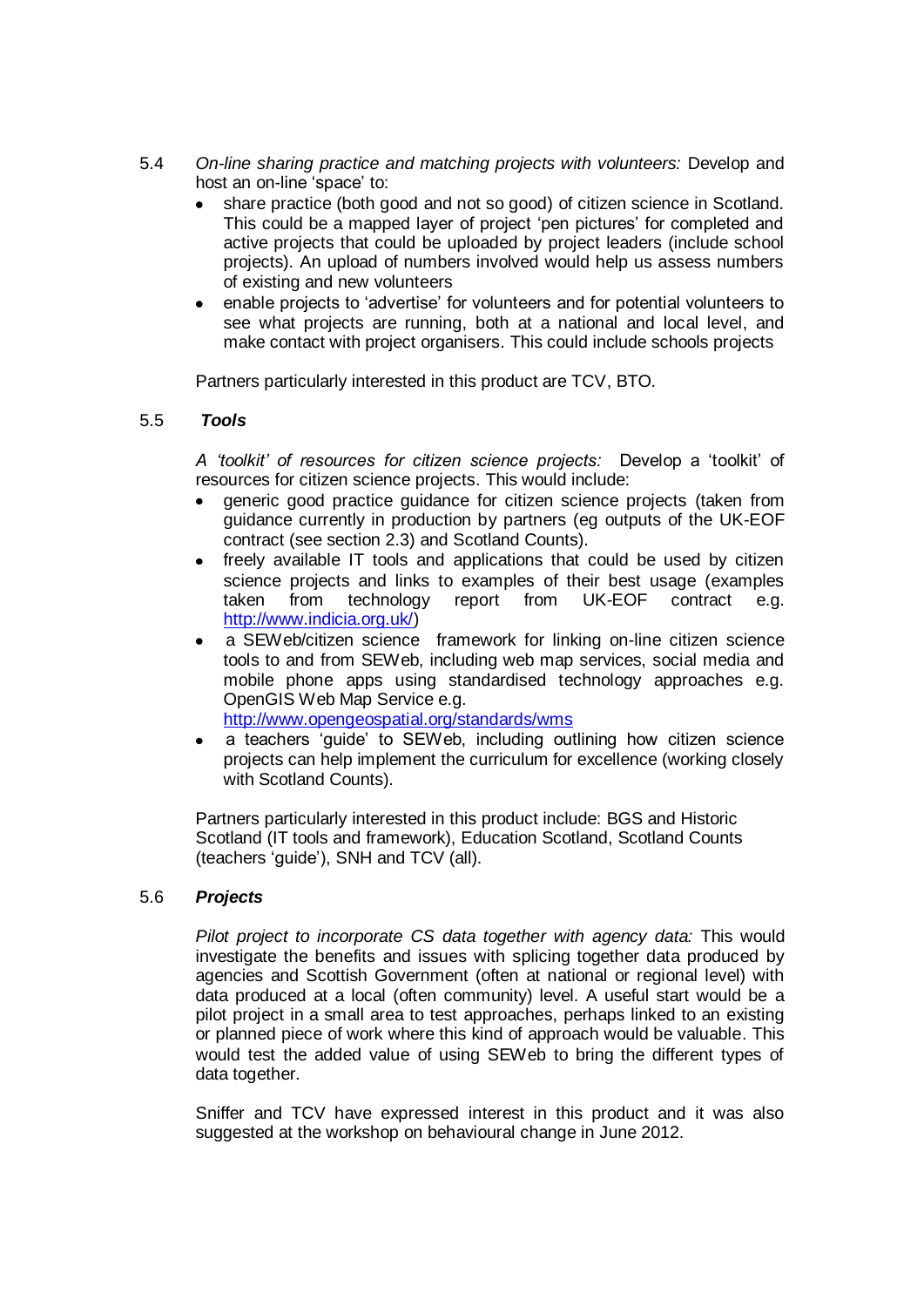5.4 *On-line sharing practice and matching projects with volunteers:* Develop and host an on-line 'space' to:

- share practice (both good and not so good) of citizen science in Scotland. This could be a mapped layer of project 'pen pictures' for completed and active projects that could be uploaded by project leaders (include school projects). An upload of numbers involved would help us assess numbers of existing and new volunteers
- enable projects to 'advertise' for volunteers and for potential volunteers to see what projects are running, both at a national and local level, and make contact with project organisers. This could include schools projects

Partners particularly interested in this product are TCV, BTO.

5.5 ***Tools***

*A 'toolkit' of resources for citizen science projects:* Develop a 'toolkit' of resources for citizen science projects. This would include:

- generic good practice guidance for citizen science projects (taken from guidance currently in production by partners (eg outputs of the UK-EOF contract (see section 2.3) and Scotland Counts).
- freely available IT tools and applications that could be used by citizen science projects and links to examples of their best usage (examples taken from technology report from UK-EOF contract e.g. http://www.indicia.org.uk/)
- a SEWeb/citizen science framework for linking on-line citizen science tools to and from SEWeb, including web map services, social media and mobile phone apps using standardised technology approaches e.g. OpenGIS Web Map Service e.g. http://www.opengeospatial.org/standards/wms
- a teachers 'guide' to SEWeb, including outlining how citizen science projects can help implement the curriculum for excellence (working closely with Scotland Counts).

Partners particularly interested in this product include: BGS and Historic Scotland (IT tools and framework), Education Scotland, Scotland Counts (teachers 'guide'), SNH and TCV (all).

5.6 ***Projects***

*Pilot project to incorporate CS data together with agency data:* This would investigate the benefits and issues with splicing together data produced by agencies and Scottish Government (often at national or regional level) with data produced at a local (often community) level. A useful start would be a pilot project in a small area to test approaches, perhaps linked to an existing or planned piece of work where this kind of approach would be valuable. This would test the added value of using SEWeb to bring the different types of data together.

Sniffer and TCV have expressed interest in this product and it was also suggested at the workshop on behavioural change in June 2012.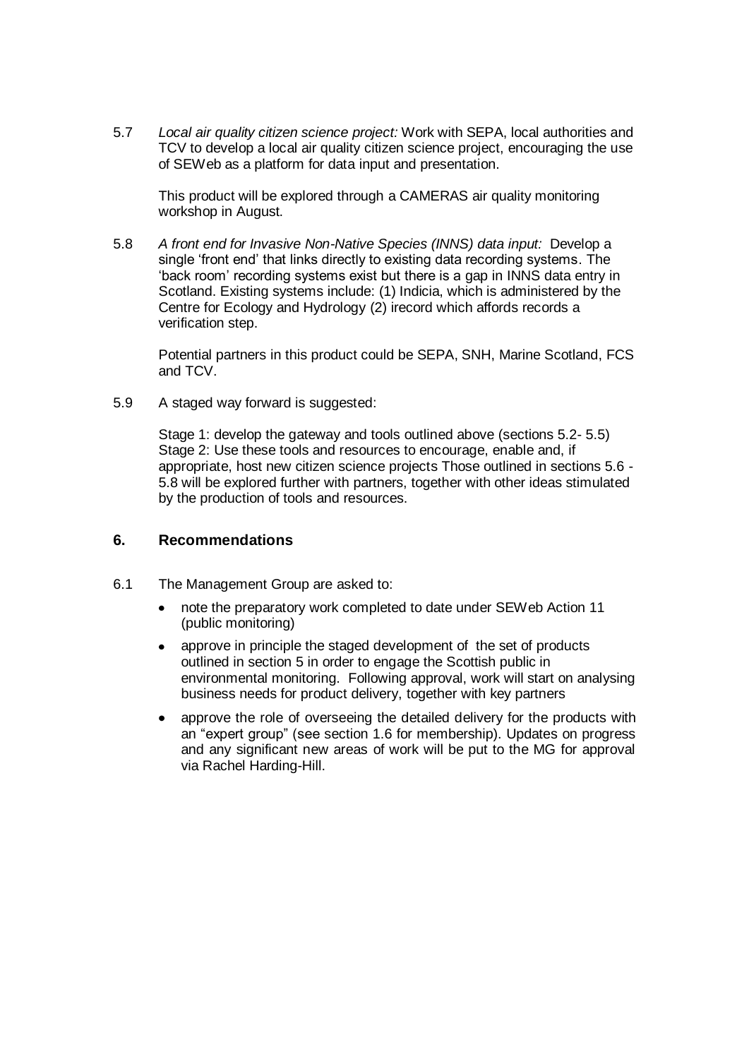5.7 *Local air quality citizen science project:* Work with SEPA, local authorities and TCV to develop a local air quality citizen science project, encouraging the use of SEWeb as a platform for data input and presentation.

This product will be explored through a CAMERAS air quality monitoring workshop in August.

5.8 *A front end for Invasive Non-Native Species (INNS) data input:* Develop a single 'front end' that links directly to existing data recording systems. The 'back room' recording systems exist but there is a gap in INNS data entry in Scotland. Existing systems include: (1) Indicia, which is administered by the Centre for Ecology and Hydrology (2) irecord which affords records a verification step.

Potential partners in this product could be SEPA, SNH, Marine Scotland, FCS and TCV.

5.9 A staged way forward is suggested:

Stage 1: develop the gateway and tools outlined above (sections 5.2- 5.5)
Stage 2: Use these tools and resources to encourage, enable and, if appropriate, host new citizen science projects Those outlined in sections 5.6 - 5.8 will be explored further with partners, together with other ideas stimulated by the production of tools and resources.

## 6. Recommendations

6.1 The Management Group are asked to:

- note the preparatory work completed to date under SEWeb Action 11 (public monitoring)
- approve in principle the staged development of the set of products outlined in section 5 in order to engage the Scottish public in environmental monitoring. Following approval, work will start on analysing business needs for product delivery, together with key partners
- approve the role of overseeing the detailed delivery for the products with an "expert group" (see section 1.6 for membership). Updates on progress and any significant new areas of work will be put to the MG for approval via Rachel Harding-Hill.